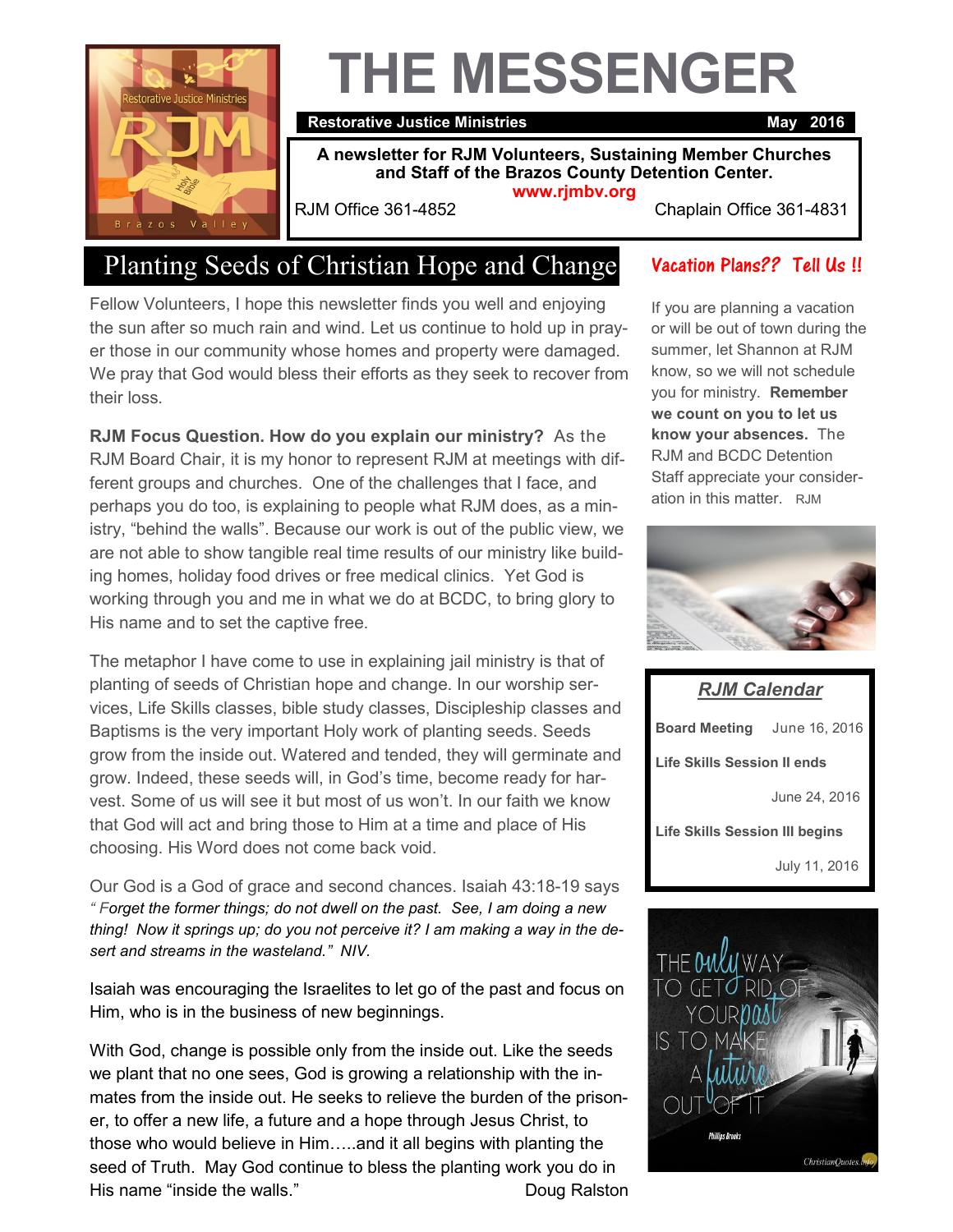# THE MESSENGER

**Restorative Justice Ministries** — **May 2016**

**A newsletter for RJM Volunteers, Sustaining Member Churches and Staff of the Brazos County Detention Center.**

**www.rjmbv.org**

RJM Office 361-4852 — Chaplain Office 361-4831

## Planting Seeds of Christian Hope and Change

Fellow Volunteers, I hope this newsletter finds you well and enjoying the sun after so much rain and wind. Let us continue to hold up in prayer those in our community whose homes and property were damaged. We pray that God would bless their efforts as they seek to recover from their loss.

**RJM Focus Question. How do you explain our ministry?** As the RJM Board Chair, it is my honor to represent RJM at meetings with different groups and churches. One of the challenges that I face, and perhaps you do too, is explaining to people what RJM does, as a ministry, "behind the walls". Because our work is out of the public view, we are not able to show tangible real time results of our ministry like building homes, holiday food drives or free medical clinics. Yet God is working through you and me in what we do at BCDC, to bring glory to His name and to set the captive free.

The metaphor I have come to use in explaining jail ministry is that of planting of seeds of Christian hope and change. In our worship services, Life Skills classes, bible study classes, Discipleship classes and Baptisms is the very important Holy work of planting seeds. Seeds grow from the inside out. Watered and tended, they will germinate and grow. Indeed, these seeds will, in God's time, become ready for harvest. Some of us will see it but most of us won't. In our faith we know that God will act and bring those to Him at a time and place of His choosing. His Word does not come back void.

Our God is a God of grace and second chances. Isaiah 43:18-19 says *" Forget the former things; do not dwell on the past. See, I am doing a new thing! Now it springs up; do you not perceive it? I am making a way in the desert and streams in the wasteland." NIV.*

Isaiah was encouraging the Israelites to let go of the past and focus on Him, who is in the business of new beginnings.

With God, change is possible only from the inside out. Like the seeds we plant that no one sees, God is growing a relationship with the inmates from the inside out. He seeks to relieve the burden of the prisoner, to offer a new life, a future and a hope through Jesus Christ, to those who would believe in Him…..and it all begins with planting the seed of Truth. May God continue to bless the planting work you do in His name "inside the walls."

Doug Ralston

## Vacation Plans?? Tell Us !!

If you are planning a vacation or will be out of town during the summer, let Shannon at RJM know, so we will not schedule you for ministry. **Remember we count on you to let us know your absences.** The RJM and BCDC Detention Staff appreciate your consideration in this matter. RJM

### *RJM Calendar*

| Event | Date |
| --- | --- |
| **Board Meeting** | June 16, 2016 |
| **Life Skills Session II ends** | June 24, 2016 |
| **Life Skills Session III begins** | July 11, 2016 |

THE ONLY WAY TO GET RID OF YOUR PAST IS TO MAKE A FUTURE OUT OF IT

Phillips Brooks

ChristianQuotes.info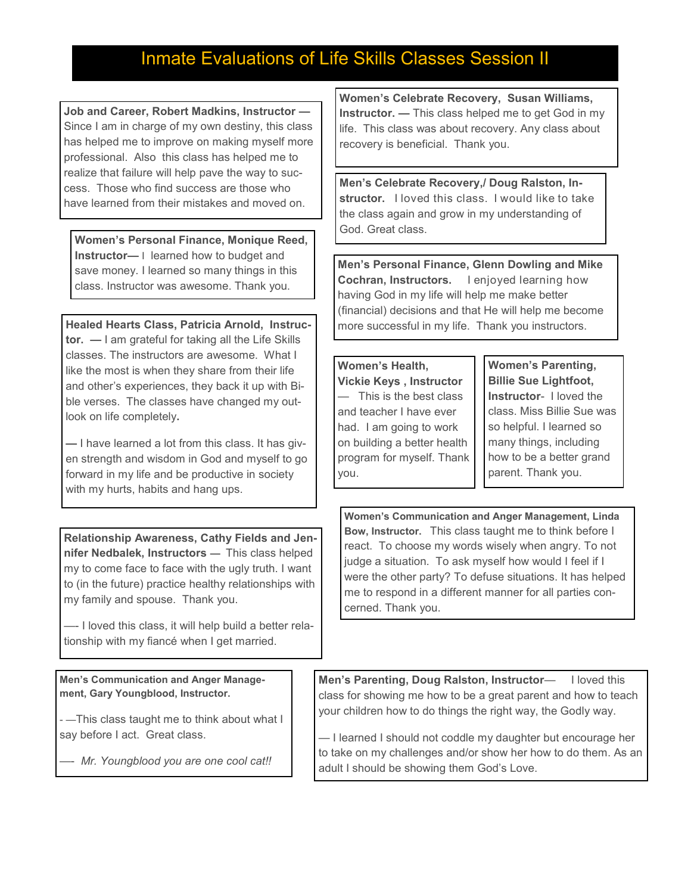# Inmate Evaluations of Life Skills Classes Session II

**Job and Career, Robert Madkins, Instructor —** Since I am in charge of my own destiny, this class has helped me to improve on making myself more professional. Also this class has helped me to realize that failure will help pave the way to success. Those who find success are those who have learned from their mistakes and moved on.

**Women's Personal Finance, Monique Reed, Instructor—** I learned how to budget and save money. I learned so many things in this class. Instructor was awesome. Thank you.

**Healed Hearts Class, Patricia Arnold, Instructor. —** I am grateful for taking all the Life Skills classes. The instructors are awesome. What I like the most is when they share from their life and other's experiences, they back it up with Bible verses. The classes have changed my outlook on life completely.

— I have learned a lot from this class. It has given strength and wisdom in God and myself to go forward in my life and be productive in society with my hurts, habits and hang ups.

**Relationship Awareness, Cathy Fields and Jennifer Nedbalek, Instructors —** This class helped my to come face to face with the ugly truth. I want to (in the future) practice healthy relationships with my family and spouse. Thank you.

—- I loved this class, it will help build a better relationship with my fiancé when I get married.

**Men's Communication and Anger Management, Gary Youngblood, Instructor.**

- —This class taught me to think about what I say before I act. Great class.

—- *Mr. Youngblood you are one cool cat!!*

**Women's Celebrate Recovery, Susan Williams, Instructor. —** This class helped me to get God in my life. This class was about recovery. Any class about recovery is beneficial. Thank you.

**Men's Celebrate Recovery,/ Doug Ralston, Instructor.** I loved this class. I would like to take the class again and grow in my understanding of God. Great class.

**Men's Personal Finance, Glenn Dowling and Mike Cochran, Instructors.** I enjoyed learning how having God in my life will help me make better (financial) decisions and that He will help me become more successful in my life. Thank you instructors.

**Women's Health, Vickie Keys , Instructor** — This is the best class and teacher I have ever had. I am going to work on building a better health program for myself. Thank you.

**Women's Parenting, Billie Sue Lightfoot, Instructor**- I loved the class. Miss Billie Sue was so helpful. I learned so many things, including how to be a better grand parent. Thank you.

**Women's Communication and Anger Management, Linda Bow, Instructor.** This class taught me to think before I react. To choose my words wisely when angry. To not judge a situation. To ask myself how would I feel if I were the other party? To defuse situations. It has helped me to respond in a different manner for all parties concerned. Thank you.

**Men's Parenting, Doug Ralston, Instructor—** I loved this class for showing me how to be a great parent and how to teach your children how to do things the right way, the Godly way.

— I learned I should not coddle my daughter but encourage her to take on my challenges and/or show her how to do them. As an adult I should be showing them God's Love.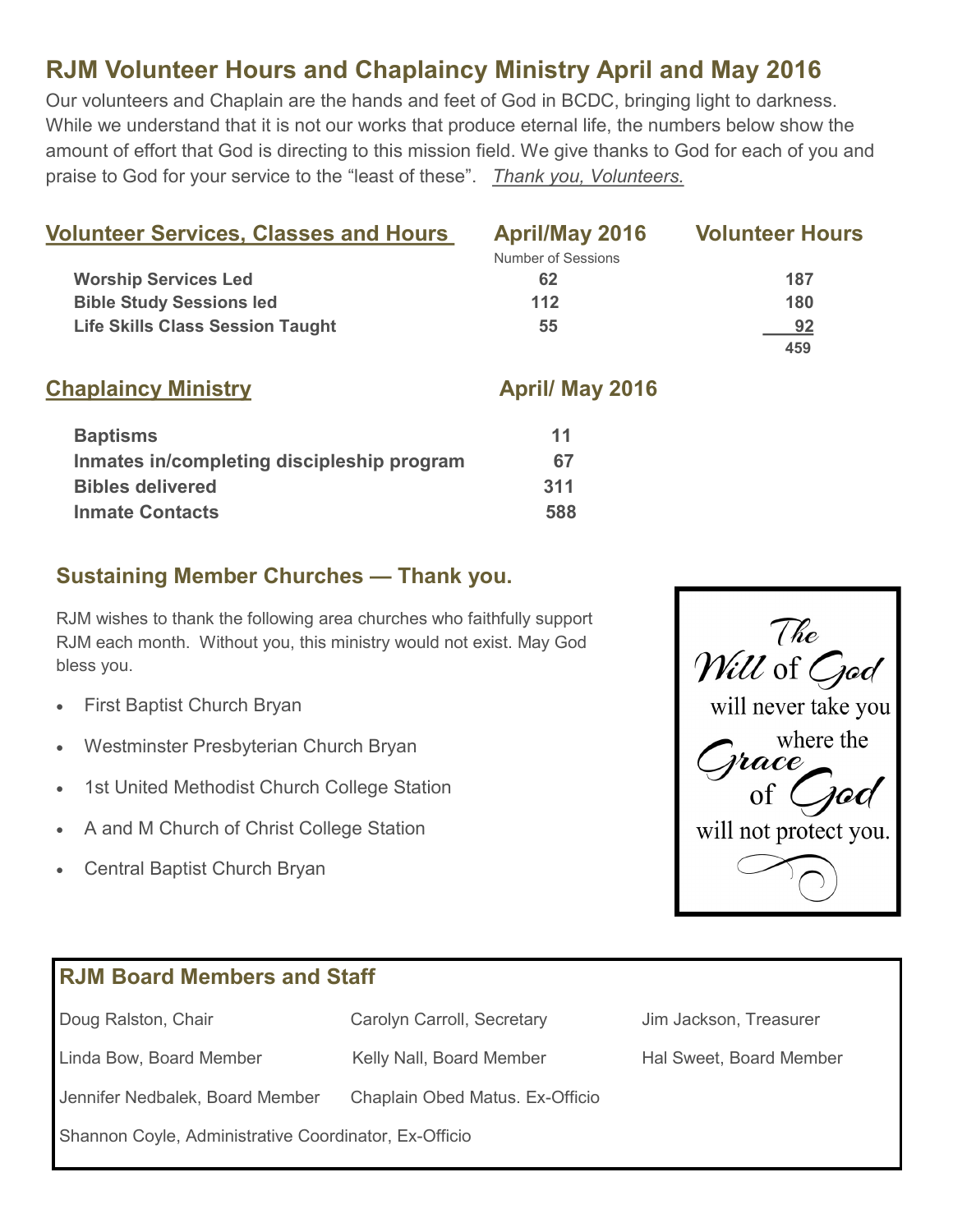## RJM Volunteer Hours and Chaplaincy Ministry April and May 2016

Our volunteers and Chaplain are the hands and feet of God in BCDC, bringing light to darkness. While we understand that it is not our works that produce eternal life, the numbers below show the amount of effort that God is directing to this mission field. We give thanks to God for each of you and praise to God for your service to the "least of these". *Thank you, Volunteers.*

| Volunteer Services, Classes and Hours | April/May 2016 Number of Sessions | Volunteer Hours |
|---|---|---|
| **Worship Services Led** | 62 | 187 |
| **Bible Study Sessions led** | 112 | 180 |
| **Life Skills Class Session Taught** | 55 | 92 |
| | | 459 |

| Chaplaincy Ministry | April/ May 2016 |
|---|---|
| **Baptisms** | 11 |
| **Inmates in/completing discipleship program** | 67 |
| **Bibles delivered** | 311 |
| **Inmate Contacts** | 588 |

### Sustaining Member Churches — Thank you.

RJM wishes to thank the following area churches who faithfully support RJM each month. Without you, this ministry would not exist. May God bless you.

- First Baptist Church Bryan
- Westminster Presbyterian Church Bryan
- 1st United Methodist Church College Station
- A and M Church of Christ College Station
- Central Baptist Church Bryan

The Will of God will never take you where the Grace of God will not protect you.

### RJM Board Members and Staff

| | | |
|---|---|---|
| Doug Ralston, Chair | Carolyn Carroll, Secretary | Jim Jackson, Treasurer |
| Linda Bow, Board Member | Kelly Nall, Board Member | Hal Sweet, Board Member |
| Jennifer Nedbalek, Board Member | Chaplain Obed Matus. Ex-Officio | |

Shannon Coyle, Administrative Coordinator, Ex-Officio